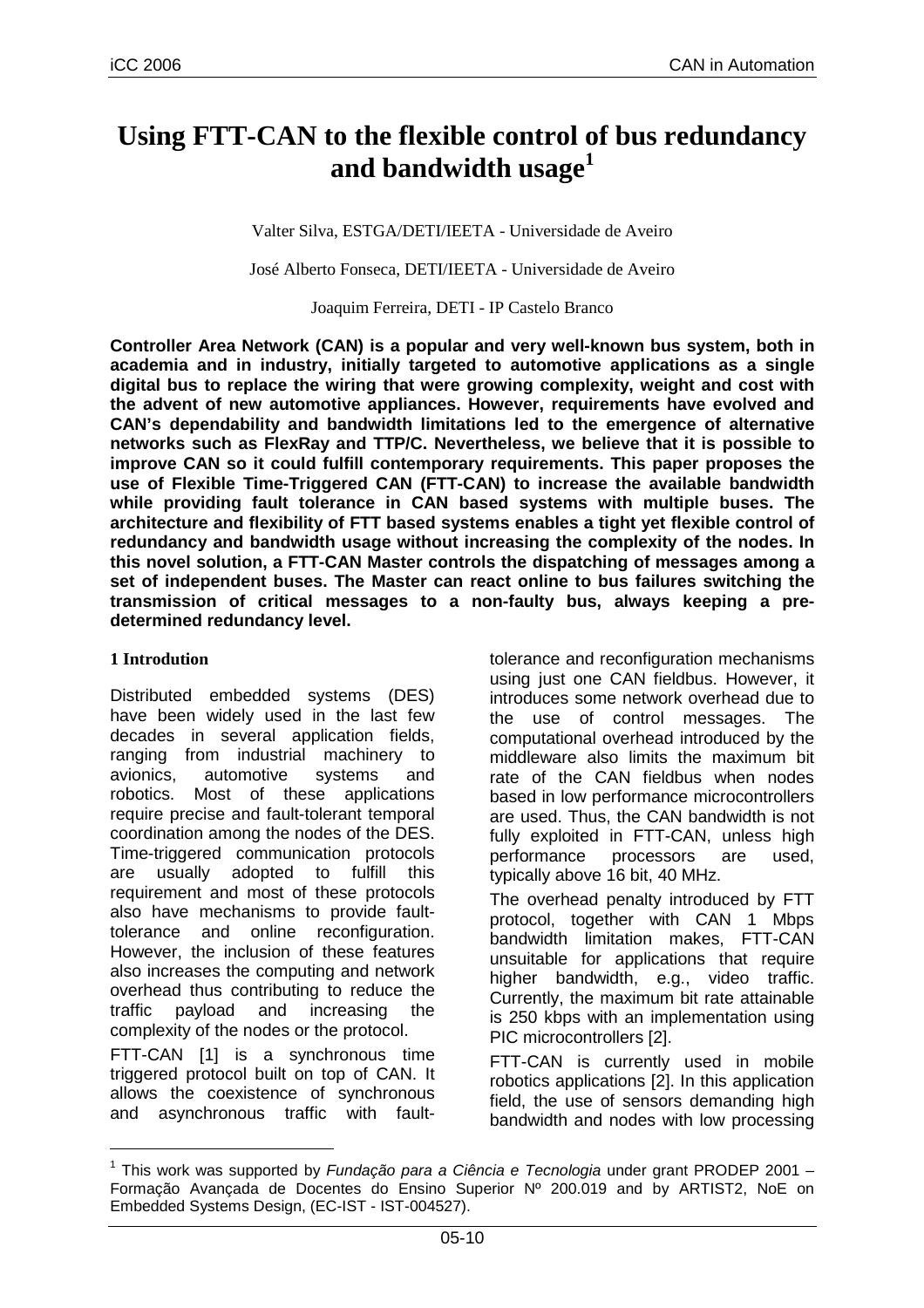# Using FTT-CAN to the flexible control of bus redundancy and bandwidth usage[1]

Valter Silva, ESTGA/DETI/IEETA - Universidade de Aveiro

José Alberto Fonseca, DETI/IEETA - Universidade de Aveiro

Joaquim Ferreira, DETI - IP Castelo Branco

**Controller Area Network (CAN) is a popular and very well-known bus system, both in academia and in industry, initially targeted to automotive applications as a single digital bus to replace the wiring that were growing complexity, weight and cost with the advent of new automotive appliances. However, requirements have evolved and CAN's dependability and bandwidth limitations led to the emergence of alternative networks such as FlexRay and TTP/C. Nevertheless, we believe that it is possible to improve CAN so it could fulfill contemporary requirements. This paper proposes the use of Flexible Time-Triggered CAN (FTT-CAN) to increase the available bandwidth while providing fault tolerance in CAN based systems with multiple buses. The architecture and flexibility of FTT based systems enables a tight yet flexible control of redundancy and bandwidth usage without increasing the complexity of the nodes. In this novel solution, a FTT-CAN Master controls the dispatching of messages among a set of independent buses. The Master can react online to bus failures switching the transmission of critical messages to a non-faulty bus, always keeping a pre-determined redundancy level.**

## 1 Introdution

Distributed embedded systems (DES) have been widely used in the last few decades in several application fields, ranging from industrial machinery to avionics, automotive systems and robotics. Most of these applications require precise and fault-tolerant temporal coordination among the nodes of the DES. Time-triggered communication protocols are usually adopted to fulfill this requirement and most of these protocols also have mechanisms to provide fault-tolerance and online reconfiguration. However, the inclusion of these features also increases the computing and network overhead thus contributing to reduce the traffic payload and increasing the complexity of the nodes or the protocol.

FTT-CAN [1] is a synchronous time triggered protocol built on top of CAN. It allows the coexistence of synchronous and asynchronous traffic with fault-tolerance and reconfiguration mechanisms using just one CAN fieldbus. However, it introduces some network overhead due to the use of control messages. The computational overhead introduced by the middleware also limits the maximum bit rate of the CAN fieldbus when nodes based in low performance microcontrollers are used. Thus, the CAN bandwidth is not fully exploited in FTT-CAN, unless high performance processors are used, typically above 16 bit, 40 MHz.

The overhead penalty introduced by FTT protocol, together with CAN 1 Mbps bandwidth limitation makes, FTT-CAN unsuitable for applications that require higher bandwidth, e.g., video traffic. Currently, the maximum bit rate attainable is 250 kbps with an implementation using PIC microcontrollers [2].

FTT-CAN is currently used in mobile robotics applications [2]. In this application field, the use of sensors demanding high bandwidth and nodes with low processing

---

[1] This work was supported by *Fundação para a Ciência e Tecnologia* under grant PRODEP 2001 – Formação Avançada de Docentes do Ensino Superior Nº 200.019 and by ARTIST2, NoE on Embedded Systems Design, (EC-IST - IST-004527).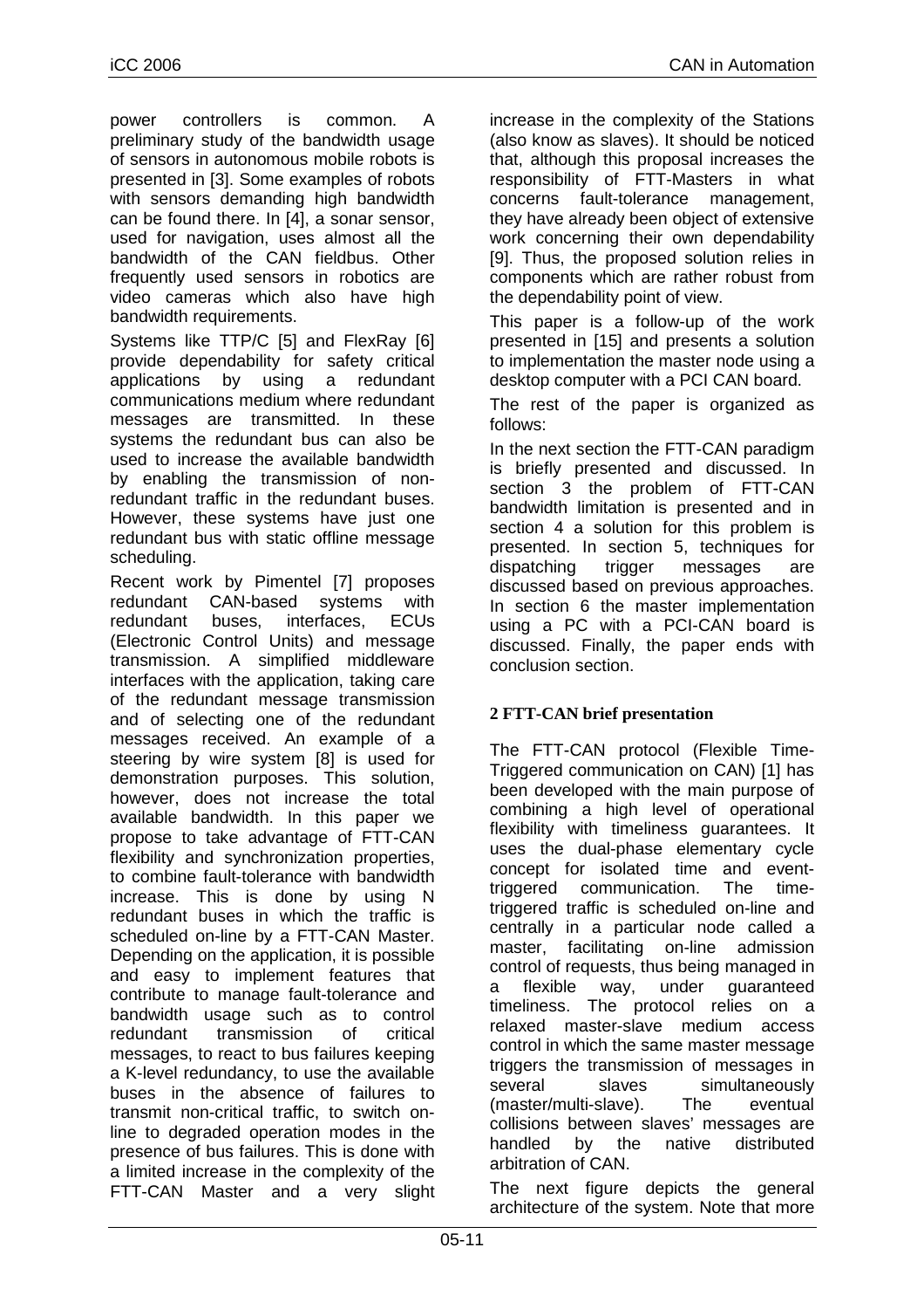power controllers is common. A preliminary study of the bandwidth usage of sensors in autonomous mobile robots is presented in [3]. Some examples of robots with sensors demanding high bandwidth can be found there. In [4], a sonar sensor, used for navigation, uses almost all the bandwidth of the CAN fieldbus. Other frequently used sensors in robotics are video cameras which also have high bandwidth requirements.

Systems like TTP/C [5] and FlexRay [6] provide dependability for safety critical applications by using a redundant communications medium where redundant messages are transmitted. In these systems the redundant bus can also be used to increase the available bandwidth by enabling the transmission of non-redundant traffic in the redundant buses. However, these systems have just one redundant bus with static offline message scheduling.

Recent work by Pimentel [7] proposes redundant CAN-based systems with redundant buses, interfaces, ECUs (Electronic Control Units) and message transmission. A simplified middleware interfaces with the application, taking care of the redundant message transmission and of selecting one of the redundant messages received. An example of a steering by wire system [8] is used for demonstration purposes. This solution, however, does not increase the total available bandwidth. In this paper we propose to take advantage of FTT-CAN flexibility and synchronization properties, to combine fault-tolerance with bandwidth increase. This is done by using N redundant buses in which the traffic is scheduled on-line by a FTT-CAN Master. Depending on the application, it is possible and easy to implement features that contribute to manage fault-tolerance and bandwidth usage such as to control redundant transmission of critical messages, to react to bus failures keeping a K-level redundancy, to use the available buses in the absence of failures to transmit non-critical traffic, to switch on-line to degraded operation modes in the presence of bus failures. This is done with a limited increase in the complexity of the FTT-CAN Master and a very slight increase in the complexity of the Stations (also know as slaves). It should be noticed that, although this proposal increases the responsibility of FTT-Masters in what concerns fault-tolerance management, they have already been object of extensive work concerning their own dependability [9]. Thus, the proposed solution relies in components which are rather robust from the dependability point of view.

This paper is a follow-up of the work presented in [15] and presents a solution to implementation the master node using a desktop computer with a PCI CAN board.

The rest of the paper is organized as follows:

In the next section the FTT-CAN paradigm is briefly presented and discussed. In section 3 the problem of FTT-CAN bandwidth limitation is presented and in section 4 a solution for this problem is presented. In section 5, techniques for dispatching trigger messages are discussed based on previous approaches. In section 6 the master implementation using a PC with a PCI-CAN board is discussed. Finally, the paper ends with conclusion section.

## 2 FTT-CAN brief presentation

The FTT-CAN protocol (Flexible Time-Triggered communication on CAN) [1] has been developed with the main purpose of combining a high level of operational flexibility with timeliness guarantees. It uses the dual-phase elementary cycle concept for isolated time and event-triggered communication. The time-triggered traffic is scheduled on-line and centrally in a particular node called a master, facilitating on-line admission control of requests, thus being managed in a flexible way, under guaranteed timeliness. The protocol relies on a relaxed master-slave medium access control in which the same master message triggers the transmission of messages in several slaves simultaneously (master/multi-slave). The eventual collisions between slaves' messages are handled by the native distributed arbitration of CAN.

The next figure depicts the general architecture of the system. Note that more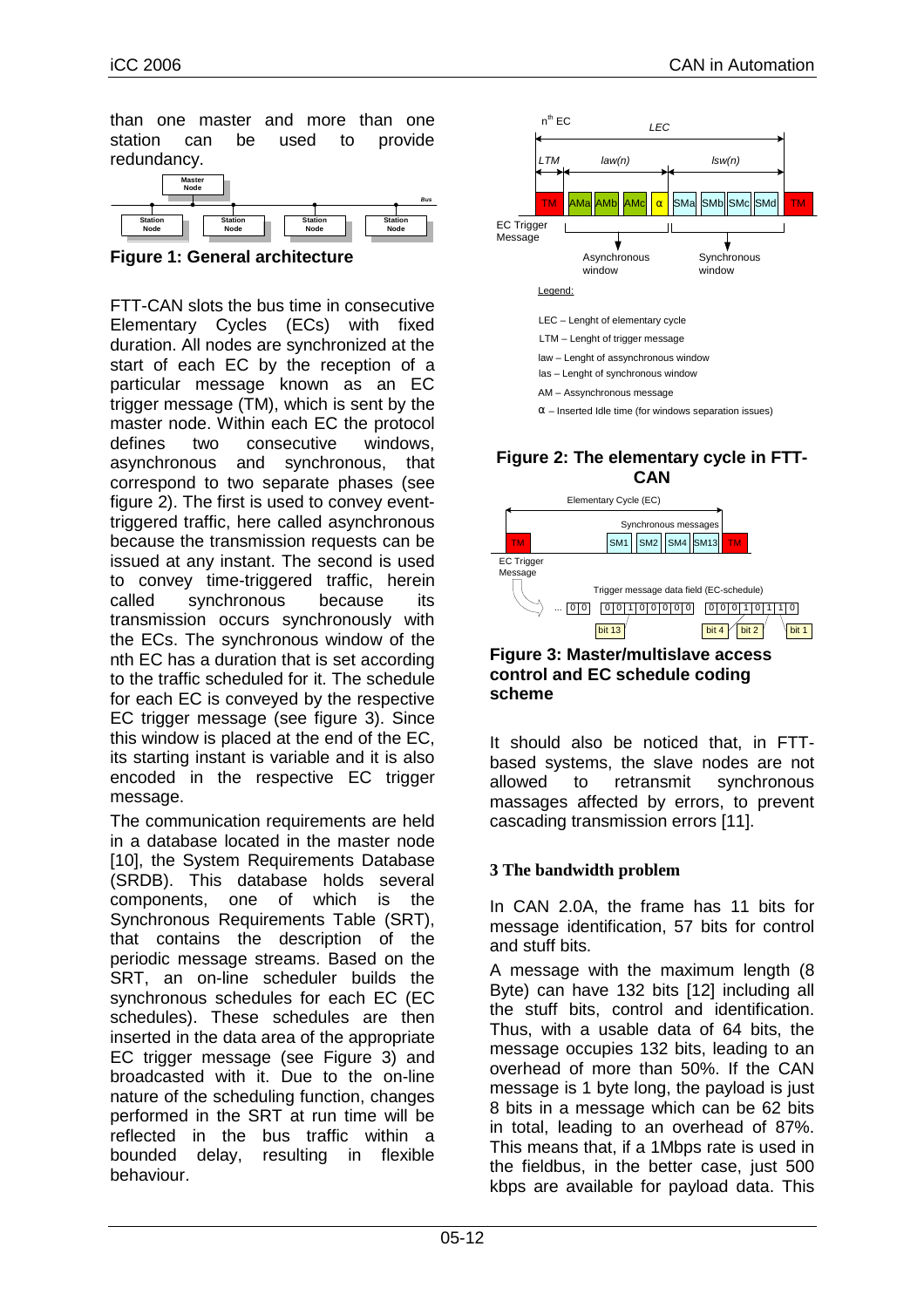than one master and more than one station can be used to provide redundancy.

**Figure 1: General architecture**

FTT-CAN slots the bus time in consecutive Elementary Cycles (ECs) with fixed duration. All nodes are synchronized at the start of each EC by the reception of a particular message known as an EC trigger message (TM), which is sent by the master node. Within each EC the protocol defines two consecutive windows, asynchronous and synchronous, that correspond to two separate phases (see figure 2). The first is used to convey event-triggered traffic, here called asynchronous because the transmission requests can be issued at any instant. The second is used to convey time-triggered traffic, herein called synchronous because its transmission occurs synchronously with the ECs. The synchronous window of the nth EC has a duration that is set according to the traffic scheduled for it. The schedule for each EC is conveyed by the respective EC trigger message (see figure 3). Since this window is placed at the end of the EC, its starting instant is variable and it is also encoded in the respective EC trigger message.

The communication requirements are held in a database located in the master node [10], the System Requirements Database (SRDB). This database holds several components, one of which is the Synchronous Requirements Table (SRT), that contains the description of the periodic message streams. Based on the SRT, an on-line scheduler builds the synchronous schedules for each EC (EC schedules). These schedules are then inserted in the data area of the appropriate EC trigger message (see Figure 3) and broadcasted with it. Due to the on-line nature of the scheduling function, changes performed in the SRT at run time will be reflected in the bus traffic within a bounded delay, resulting in flexible behaviour.

Legend:

LEC – Lenght of elementary cycle

LTM – Lenght of trigger message

law – Lenght of assynchronous window

las – Lenght of synchronous window

AM – Asynchronous message

α – Inserted Idle time (for windows separation issues)

**Figure 2: The elementary cycle in FTT-CAN**

**Figure 3: Master/multislave access control and EC schedule coding scheme**

It should also be noticed that, in FTT-based systems, the slave nodes are not allowed to retransmit synchronous massages affected by errors, to prevent cascading transmission errors [11].

## 3 The bandwidth problem

In CAN 2.0A, the frame has 11 bits for message identification, 57 bits for control and stuff bits.

A message with the maximum length (8 Byte) can have 132 bits [12] including all the stuff bits, control and identification. Thus, with a usable data of 64 bits, the message occupies 132 bits, leading to an overhead of more than 50%. If the CAN message is 1 byte long, the payload is just 8 bits in a message which can be 62 bits in total, leading to an overhead of 87%. This means that, if a 1Mbps rate is used in the fieldbus, in the better case, just 500 kbps are available for payload data. This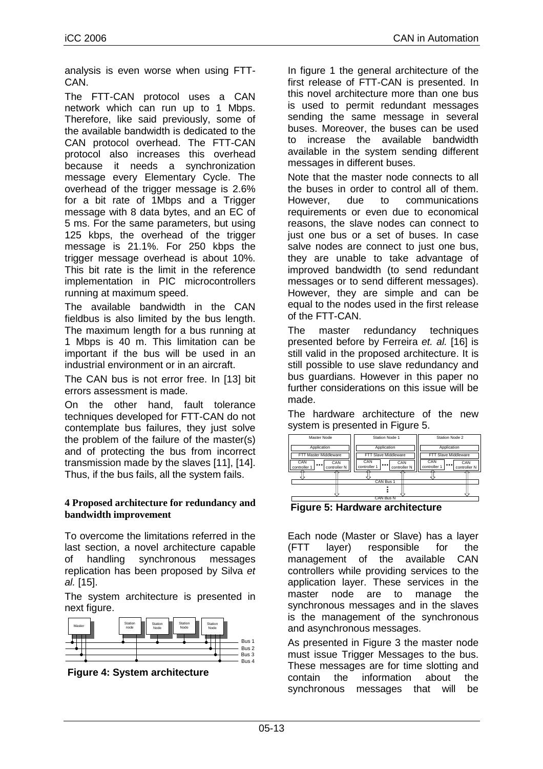analysis is even worse when using FTT-CAN.

The FTT-CAN protocol uses a CAN network which can run up to 1 Mbps. Therefore, like said previously, some of the available bandwidth is dedicated to the CAN protocol overhead. The FTT-CAN protocol also increases this overhead because it needs a synchronization message every Elementary Cycle. The overhead of the trigger message is 2.6% for a bit rate of 1Mbps and a Trigger message with 8 data bytes, and an EC of 5 ms. For the same parameters, but using 125 kbps, the overhead of the trigger message is 21.1%. For 250 kbps the trigger message overhead is about 10%. This bit rate is the limit in the reference implementation in PIC microcontrollers running at maximum speed.

The available bandwidth in the CAN fieldbus is also limited by the bus length. The maximum length for a bus running at 1 Mbps is 40 m. This limitation can be important if the bus will be used in an industrial environment or in an aircraft.

The CAN bus is not error free. In [13] bit errors assessment is made.

On the other hand, fault tolerance techniques developed for FTT-CAN do not contemplate bus failures, they just solve the problem of the failure of the master(s) and of protecting the bus from incorrect transmission made by the slaves [11], [14]. Thus, if the bus fails, all the system fails.

## 4 Proposed architecture for redundancy and bandwidth improvement

To overcome the limitations referred in the last section, a novel architecture capable of handling synchronous messages replication has been proposed by Silva *et al.* [15].

The system architecture is presented in next figure.

**Figure 4: System architecture**

In figure 1 the general architecture of the first release of FTT-CAN is presented. In this novel architecture more than one bus is used to permit redundant messages sending the same message in several buses. Moreover, the buses can be used to increase the available bandwidth available in the system sending different messages in different buses.

Note that the master node connects to all the buses in order to control all of them. However, due to communications requirements or even due to economical reasons, the slave nodes can connect to just one bus or a set of buses. In case salve nodes are connect to just one bus, they are unable to take advantage of improved bandwidth (to send redundant messages or to send different messages). However, they are simple and can be equal to the nodes used in the first release of the FTT-CAN.

The master redundancy techniques presented before by Ferreira *et. al.* [16] is still valid in the proposed architecture. It is still possible to use slave redundancy and bus guardians. However in this paper no further considerations on this issue will be made.

The hardware architecture of the new system is presented in Figure 5.

**Figure 5: Hardware architecture**

Each node (Master or Slave) has a layer (FTT layer) responsible for the management of the available CAN controllers while providing services to the application layer. These services in the master node are to manage the synchronous messages and in the slaves is the management of the synchronous and asynchronous messages.

As presented in Figure 3 the master node must issue Trigger Messages to the bus. These messages are for time slotting and contain the information about the synchronous messages that will be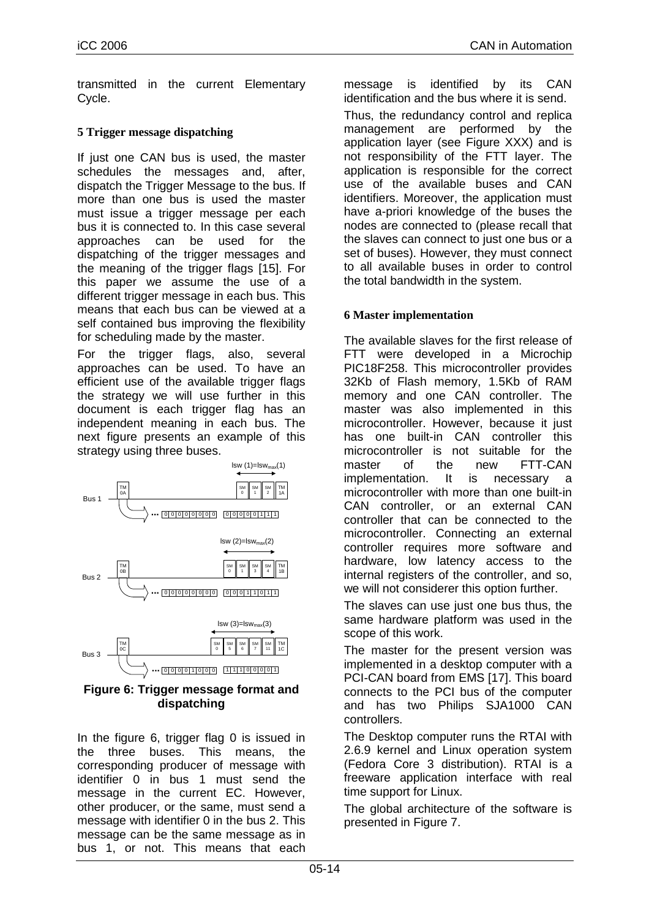transmitted in the current Elementary Cycle.

### 5 Trigger message dispatching

If just one CAN bus is used, the master schedules the messages and, after, dispatch the Trigger Message to the bus. If more than one bus is used the master must issue a trigger message per each bus it is connected to. In this case several approaches can be used for the dispatching of the trigger messages and the meaning of the trigger flags [15]. For this paper we assume the use of a different trigger message in each bus. This means that each bus can be viewed at a self contained bus improving the flexibility for scheduling made by the master.

For the trigger flags, also, several approaches can be used. To have an efficient use of the available trigger flags the strategy we will use further in this document is each trigger flag has an independent meaning in each bus. The next figure presents an example of this strategy using three buses.

**Figure 6: Trigger message format and dispatching**

In the figure 6, trigger flag 0 is issued in the three buses. This means, the corresponding producer of message with identifier 0 in bus 1 must send the message in the current EC. However, other producer, or the same, must send a message with identifier 0 in the bus 2. This message can be the same message as in bus 1, or not. This means that each message is identified by its CAN identification and the bus where it is send.

Thus, the redundancy control and replica management are performed by the application layer (see Figure XXX) and is not responsibility of the FTT layer. The application is responsible for the correct use of the available buses and CAN identifiers. Moreover, the application must have a-priori knowledge of the buses the nodes are connected to (please recall that the slaves can connect to just one bus or a set of buses). However, they must connect to all available buses in order to control the total bandwidth in the system.

### 6 Master implementation

The available slaves for the first release of FTT were developed in a Microchip PIC18F258. This microcontroller provides 32Kb of Flash memory, 1.5Kb of RAM memory and one CAN controller. The master was also implemented in this microcontroller. However, because it just has one built-in CAN controller this microcontroller is not suitable for the master of the new FTT-CAN implementation. It is necessary a microcontroller with more than one built-in CAN controller, or an external CAN controller that can be connected to the microcontroller. Connecting an external controller requires more software and hardware, low latency access to the internal registers of the controller, and so, we will not considerer this option further.

The slaves can use just one bus thus, the same hardware platform was used in the scope of this work.

The master for the present version was implemented in a desktop computer with a PCI-CAN board from EMS [17]. This board connects to the PCI bus of the computer and has two Philips SJA1000 CAN controllers.

The Desktop computer runs the RTAI with 2.6.9 kernel and Linux operation system (Fedora Core 3 distribution). RTAI is a freeware application interface with real time support for Linux.

The global architecture of the software is presented in Figure 7.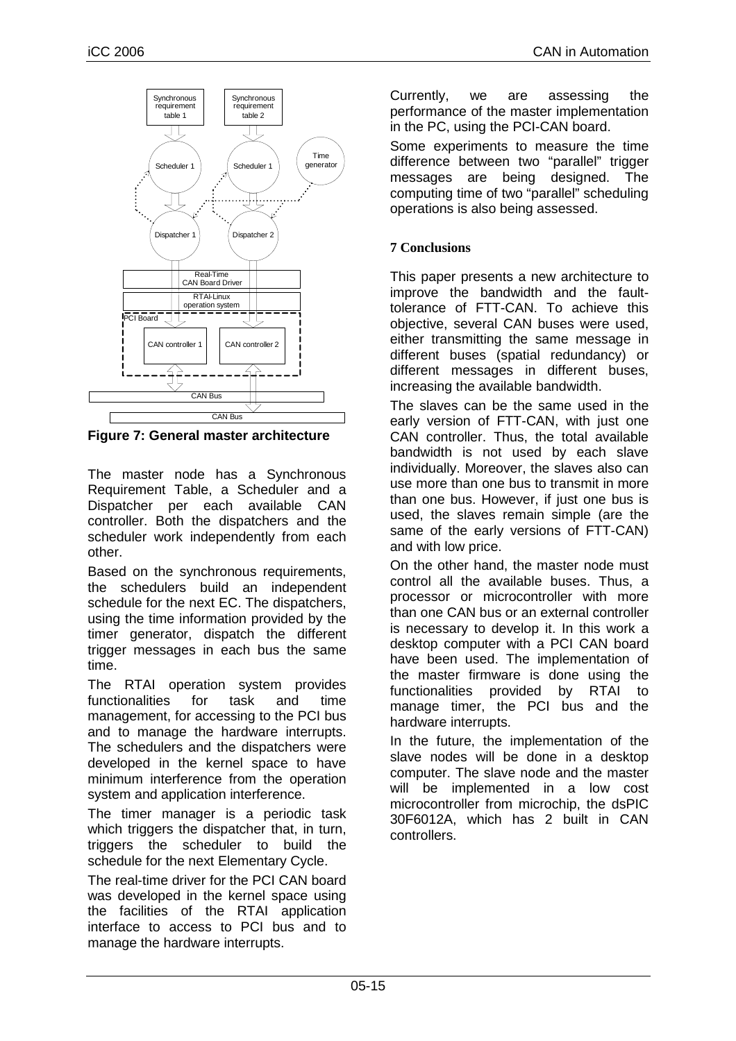Figure 7: General master architecture

The master node has a Synchronous Requirement Table, a Scheduler and a Dispatcher per each available CAN controller. Both the dispatchers and the scheduler work independently from each other.

Based on the synchronous requirements, the schedulers build an independent schedule for the next EC. The dispatchers, using the time information provided by the timer generator, dispatch the different trigger messages in each bus the same time.

The RTAI operation system provides functionalities for task and time management, for accessing to the PCI bus and to manage the hardware interrupts. The schedulers and the dispatchers were developed in the kernel space to have minimum interference from the operation system and application interference.

The timer manager is a periodic task which triggers the dispatcher that, in turn, triggers the scheduler to build the schedule for the next Elementary Cycle.

The real-time driver for the PCI CAN board was developed in the kernel space using the facilities of the RTAI application interface to access to PCI bus and to manage the hardware interrupts.

Currently, we are assessing the performance of the master implementation in the PC, using the PCI-CAN board.

Some experiments to measure the time difference between two "parallel" trigger messages are being designed. The computing time of two "parallel" scheduling operations is also being assessed.

## 7 Conclusions

This paper presents a new architecture to improve the bandwidth and the fault-tolerance of FTT-CAN. To achieve this objective, several CAN buses were used, either transmitting the same message in different buses (spatial redundancy) or different messages in different buses, increasing the available bandwidth.

The slaves can be the same used in the early version of FTT-CAN, with just one CAN controller. Thus, the total available bandwidth is not used by each slave individually. Moreover, the slaves also can use more than one bus to transmit in more than one bus. However, if just one bus is used, the slaves remain simple (are the same of the early versions of FTT-CAN) and with low price.

On the other hand, the master node must control all the available buses. Thus, a processor or microcontroller with more than one CAN bus or an external controller is necessary to develop it. In this work a desktop computer with a PCI CAN board have been used. The implementation of the master firmware is done using the functionalities provided by RTAI to manage timer, the PCI bus and the hardware interrupts.

In the future, the implementation of the slave nodes will be done in a desktop computer. The slave node and the master will be implemented in a low cost microcontroller from microchip, the dsPIC 30F6012A, which has 2 built in CAN controllers.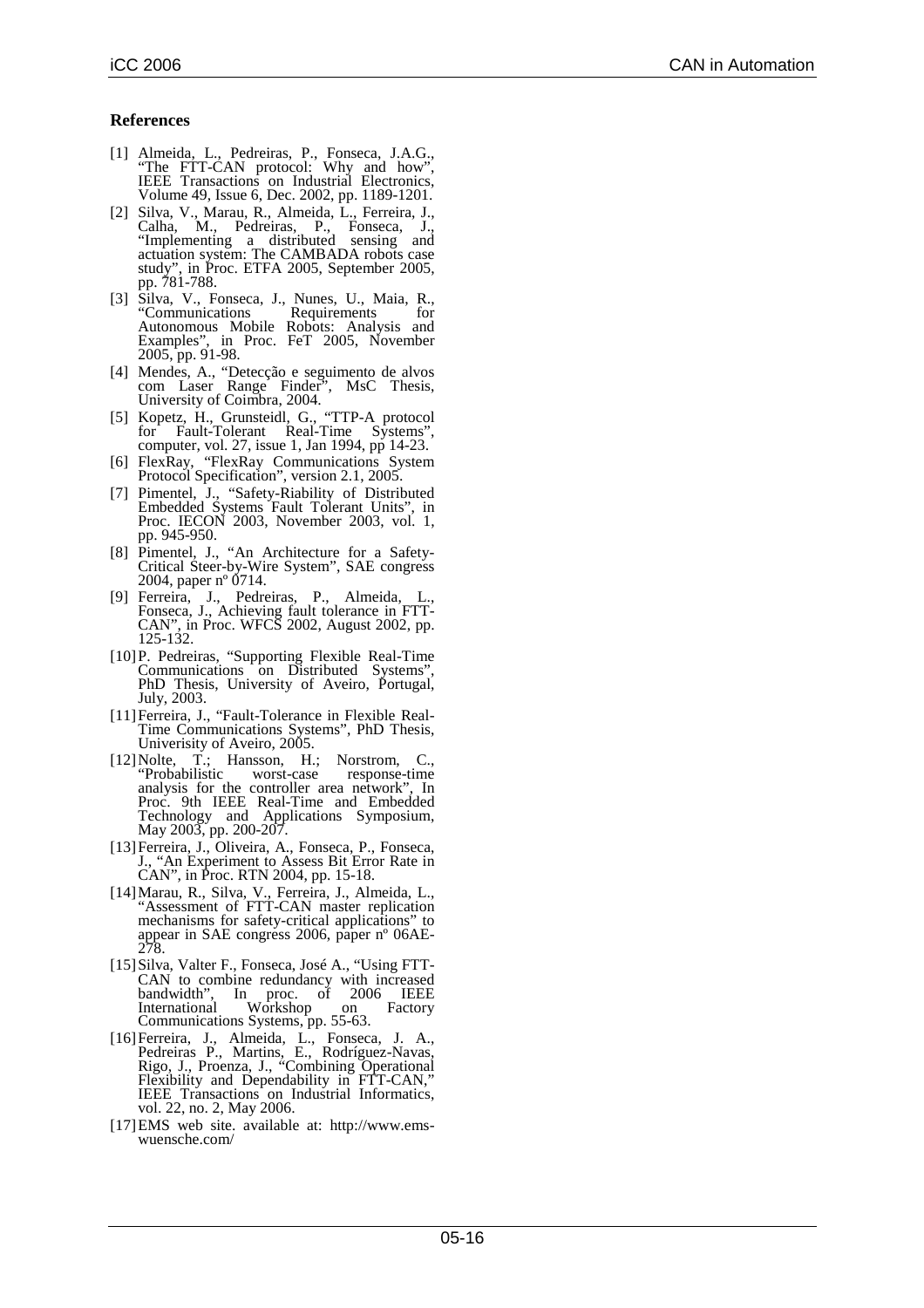**References**

[1] Almeida, L., Pedreiras, P., Fonseca, J.A.G., "The FTT-CAN protocol: Why and how", IEEE Transactions on Industrial Electronics, Volume 49, Issue 6, Dec. 2002, pp. 1189-1201.

[2] Silva, V., Marau, R., Almeida, L., Ferreira, J., Calha, M., Pedreiras, P., Fonseca, J., "Implementing a distributed sensing and actuation system: The CAMBADA robots case study", in Proc. ETFA 2005, September 2005, pp. 781-788.

[3] Silva, V., Fonseca, J., Nunes, U., Maia, R., "Communications Requirements for Autonomous Mobile Robots: Analysis and Examples", in Proc. FeT 2005, November 2005, pp. 91-98.

[4] Mendes, A., "Detecção e seguimento de alvos com Laser Range Finder", MsC Thesis, University of Coimbra, 2004.

[5] Kopetz, H., Grunsteidl, G., "TTP-A protocol for Fault-Tolerant Real-Time Systems", computer, vol. 27, issue 1, Jan 1994, pp 14-23.

[6] FlexRay, "FlexRay Communications System Protocol Specification", version 2.1, 2005.

[7] Pimentel, J., "Safety-Riability of Distributed Embedded Systems Fault Tolerant Units", in Proc. IECON 2003, November 2003, vol. 1, pp. 945-950.

[8] Pimentel, J., "An Architecture for a Safety-Critical Steer-by-Wire System", SAE congress 2004, paper nº 0714.

[9] Ferreira, J., Pedreiras, P., Almeida, L., Fonseca, J., Achieving fault tolerance in FTT-CAN", in Proc. WFCS 2002, August 2002, pp. 125-132.

[10] P. Pedreiras, "Supporting Flexible Real-Time Communications on Distributed Systems", PhD Thesis, University of Aveiro, Portugal, July, 2003.

[11] Ferreira, J., "Fault-Tolerance in Flexible Real-Time Communications Systems", PhD Thesis, Univerisity of Aveiro, 2005.

[12] Nolte, T.; Hansson, H.; Norstrom, C., "Probabilistic worst-case response-time analysis for the controller area network", In Proc. 9th IEEE Real-Time and Embedded Technology and Applications Symposium, May 2003, pp. 200-207.

[13] Ferreira, J., Oliveira, A., Fonseca, P., Fonseca, J., "An Experiment to Assess Bit Error Rate in CAN", in Proc. RTN 2004, pp. 15-18.

[14] Marau, R., Silva, V., Ferreira, J., Almeida, L., "Assessment of FTT-CAN master replication mechanisms for safety-critical applications" to appear in SAE congress 2006, paper nº 06AE-278.

[15] Silva, Valter F., Fonseca, José A., "Using FTT-CAN to combine redundancy with increased bandwidth", In proc. of 2006 IEEE International Workshop on Factory Communications Systems, pp. 55-63.

[16] Ferreira, J., Almeida, L., Fonseca, J. A., Pedreiras P., Martins, E., Rodríguez-Navas, Rigo, J., Proenza, J., "Combining Operational Flexibility and Dependability in FTT-CAN," IEEE Transactions on Industrial Informatics, vol. 22, no. 2, May 2006.

[17] EMS web site. available at: http://www.ems-wuensche.com/